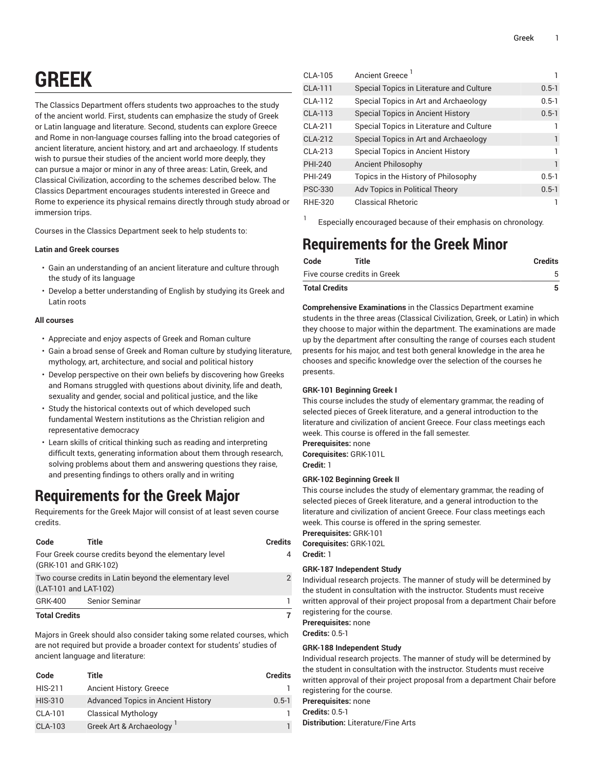# GREEK

The Classics Department offers students two approaches to the study of the ancient world. First, students can emphasize the study of Greek or Latin language and literature. Second, students can explore Greece and Rome in non-language courses falling into the broad categories of ancient literature, ancient history, and art and archaeology. If students wish to pursue their studies of the ancient world more deeply, they can pursue a major or minor in any of three areas: Latin, Greek, and Classical Civilization, according to the schemes described below. The Classics Department encourages students interested in Greece and Rome to experience its physical remains directly through study abroad or immersion trips.

Courses in the Classics Department seek to help students to:

**Latin and Greek courses**

- Gain an understanding of an ancient literature and culture through the study of its language
- Develop a better understanding of English by studying its Greek and Latin roots

**All courses**

- Appreciate and enjoy aspects of Greek and Roman culture
- Gain a broad sense of Greek and Roman culture by studying literature, mythology, art, architecture, and social and political history
- Develop perspective on their own beliefs by discovering how Greeks and Romans struggled with questions about divinity, life and death, sexuality and gender, social and political justice, and the like
- Study the historical contexts out of which developed such fundamental Western institutions as the Christian religion and representative democracy
- Learn skills of critical thinking such as reading and interpreting difficult texts, generating information about them through research, solving problems about them and answering questions they raise, and presenting findings to others orally and in writing

## Requirements for the Greek Major

Requirements for the Greek Major will consist of at least seven course credits.

| Code | Title | Credits |
|---|---|---|
| Four Greek course credits beyond the elementary level (GRK-101 and GRK-102) | | 4 |
| Two course credits in Latin beyond the elementary level (LAT-101 and LAT-102) | | 2 |
| GRK-400 | Senior Seminar | 1 |
| **Total Credits** | | **7** |

Majors in Greek should also consider taking some related courses, which are not required but provide a broader context for students' studies of ancient language and literature:

| Code | Title | Credits |
|---|---|---|
| HIS-211 | Ancient History: Greece | 1 |
| HIS-310 | Advanced Topics in Ancient History | 0.5-1 |
| CLA-101 | Classical Mythology | 1 |
| CLA-103 | Greek Art & Archaeology [1] | 1 |
| CLA-105 | Ancient Greece [1] | 1 |
| CLA-111 | Special Topics in Literature and Culture | 0.5-1 |
| CLA-112 | Special Topics in Art and Archaeology | 0.5-1 |
| CLA-113 | Special Topics in Ancient History | 0.5-1 |
| CLA-211 | Special Topics in Literature and Culture | 1 |
| CLA-212 | Special Topics in Art and Archaeology | 1 |
| CLA-213 | Special Topics in Ancient History | 1 |
| PHI-240 | Ancient Philosophy | 1 |
| PHI-249 | Topics in the History of Philosophy | 0.5-1 |
| PSC-330 | Adv Topics in Political Theory | 0.5-1 |
| RHE-320 | Classical Rhetoric | 1 |

[1] Especially encouraged because of their emphasis on chronology.

## Requirements for the Greek Minor

| Code | Title | Credits |
|---|---|---|
| Five course credits in Greek | | 5 |
| **Total Credits** | | **5** |

**Comprehensive Examinations** in the Classics Department examine students in the three areas (Classical Civilization, Greek, or Latin) in which they choose to major within the department. The examinations are made up by the department after consulting the range of courses each student presents for his major, and test both general knowledge in the area he chooses and specific knowledge over the selection of the courses he presents.

**GRK-101 Beginning Greek I**
This course includes the study of elementary grammar, the reading of selected pieces of Greek literature, and a general introduction to the literature and civilization of ancient Greece. Four class meetings each week. This course is offered in the fall semester.
**Prerequisites:** none
**Corequisites:** GRK-101L
**Credit:** 1

**GRK-102 Beginning Greek II**
This course includes the study of elementary grammar, the reading of selected pieces of Greek literature, and a general introduction to the literature and civilization of ancient Greece. Four class meetings each week. This course is offered in the spring semester.
**Prerequisites:** GRK-101
**Corequisites:** GRK-102L
**Credit:** 1

**GRK-187 Independent Study**
Individual research projects. The manner of study will be determined by the student in consultation with the instructor. Students must receive written approval of their project proposal from a department Chair before registering for the course.
**Prerequisites:** none
**Credits:** 0.5-1

**GRK-188 Independent Study**
Individual research projects. The manner of study will be determined by the student in consultation with the instructor. Students must receive written approval of their project proposal from a department Chair before registering for the course.
**Prerequisites:** none
**Credits:** 0.5-1
**Distribution:** Literature/Fine Arts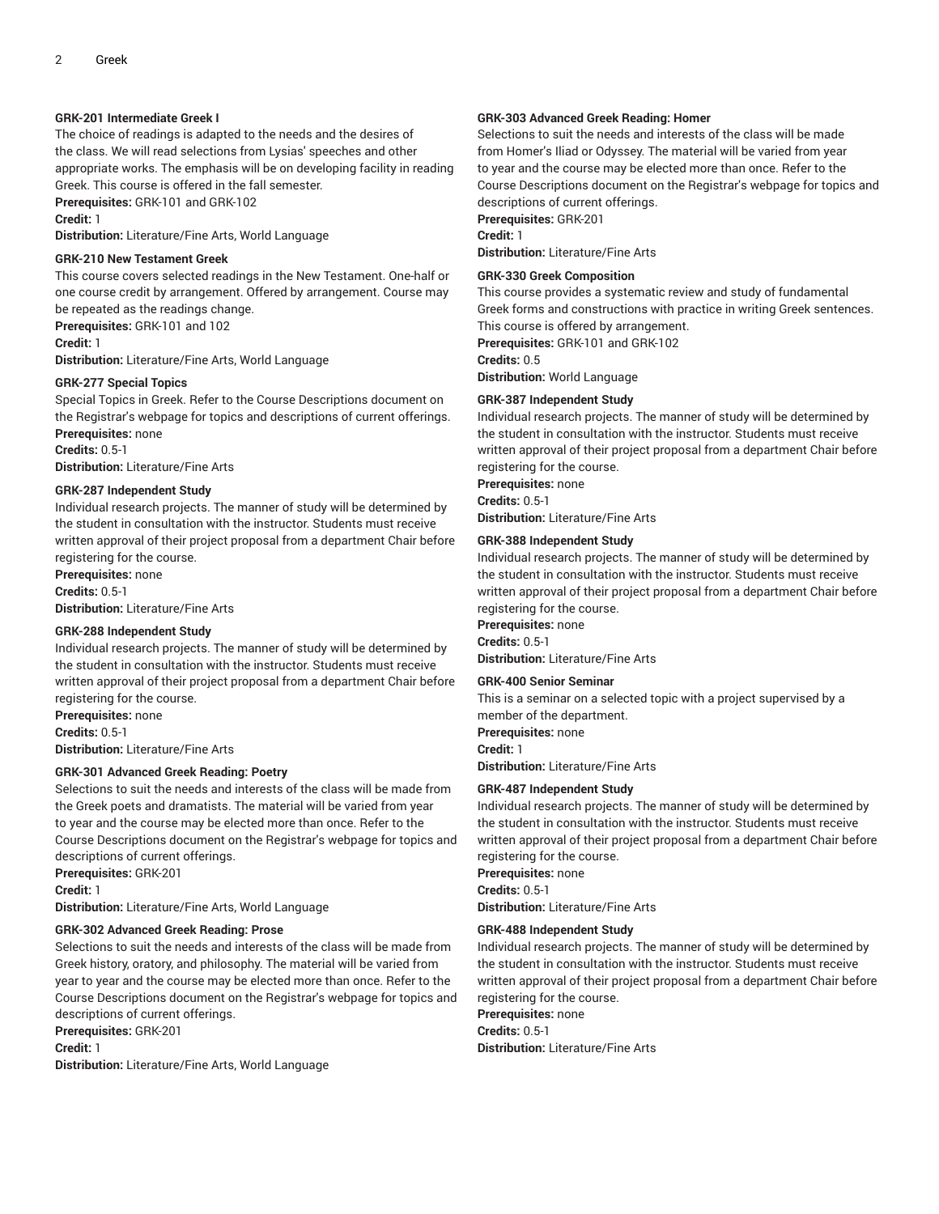#### GRK-201 Intermediate Greek I

The choice of readings is adapted to the needs and the desires of the class. We will read selections from Lysias' speeches and other appropriate works. The emphasis will be on developing facility in reading Greek. This course is offered in the fall semester.

**Prerequisites:** GRK-101 and GRK-102

**Credit:** 1

**Distribution:** Literature/Fine Arts, World Language

#### GRK-210 New Testament Greek

This course covers selected readings in the New Testament. One-half or one course credit by arrangement. Offered by arrangement. Course may be repeated as the readings change.

**Prerequisites:** GRK-101 and 102

**Credit:** 1

**Distribution:** Literature/Fine Arts, World Language

#### GRK-277 Special Topics

Special Topics in Greek. Refer to the Course Descriptions document on the Registrar's webpage for topics and descriptions of current offerings.

**Prerequisites:** none

**Credits:** 0.5-1

**Distribution:** Literature/Fine Arts

#### GRK-287 Independent Study

Individual research projects. The manner of study will be determined by the student in consultation with the instructor. Students must receive written approval of their project proposal from a department Chair before registering for the course.

**Prerequisites:** none

**Credits:** 0.5-1

**Distribution:** Literature/Fine Arts

#### GRK-288 Independent Study

Individual research projects. The manner of study will be determined by the student in consultation with the instructor. Students must receive written approval of their project proposal from a department Chair before registering for the course.

**Prerequisites:** none

**Credits:** 0.5-1

**Distribution:** Literature/Fine Arts

#### GRK-301 Advanced Greek Reading: Poetry

Selections to suit the needs and interests of the class will be made from the Greek poets and dramatists. The material will be varied from year to year and the course may be elected more than once. Refer to the Course Descriptions document on the Registrar's webpage for topics and descriptions of current offerings.

**Prerequisites:** GRK-201

**Credit:** 1

**Distribution:** Literature/Fine Arts, World Language

#### GRK-302 Advanced Greek Reading: Prose

Selections to suit the needs and interests of the class will be made from Greek history, oratory, and philosophy. The material will be varied from year to year and the course may be elected more than once. Refer to the Course Descriptions document on the Registrar's webpage for topics and descriptions of current offerings.

**Prerequisites:** GRK-201

**Credit:** 1

**Distribution:** Literature/Fine Arts, World Language

#### GRK-303 Advanced Greek Reading: Homer

Selections to suit the needs and interests of the class will be made from Homer's Iliad or Odyssey. The material will be varied from year to year and the course may be elected more than once. Refer to the Course Descriptions document on the Registrar's webpage for topics and descriptions of current offerings.

**Prerequisites:** GRK-201

**Credit:** 1

**Distribution:** Literature/Fine Arts

#### GRK-330 Greek Composition

This course provides a systematic review and study of fundamental Greek forms and constructions with practice in writing Greek sentences. This course is offered by arrangement.

**Prerequisites:** GRK-101 and GRK-102

**Credits:** 0.5

**Distribution:** World Language

#### GRK-387 Independent Study

Individual research projects. The manner of study will be determined by the student in consultation with the instructor. Students must receive written approval of their project proposal from a department Chair before registering for the course.

**Prerequisites:** none

**Credits:** 0.5-1

**Distribution:** Literature/Fine Arts

#### GRK-388 Independent Study

Individual research projects. The manner of study will be determined by the student in consultation with the instructor. Students must receive written approval of their project proposal from a department Chair before registering for the course.

**Prerequisites:** none

**Credits:** 0.5-1

**Distribution:** Literature/Fine Arts

#### GRK-400 Senior Seminar

This is a seminar on a selected topic with a project supervised by a member of the department.

**Prerequisites:** none

**Credit:** 1

**Distribution:** Literature/Fine Arts

#### GRK-487 Independent Study

Individual research projects. The manner of study will be determined by the student in consultation with the instructor. Students must receive written approval of their project proposal from a department Chair before registering for the course.

**Prerequisites:** none

**Credits:** 0.5-1

**Distribution:** Literature/Fine Arts

#### GRK-488 Independent Study

Individual research projects. The manner of study will be determined by the student in consultation with the instructor. Students must receive written approval of their project proposal from a department Chair before registering for the course.

**Prerequisites:** none

**Credits:** 0.5-1

**Distribution:** Literature/Fine Arts